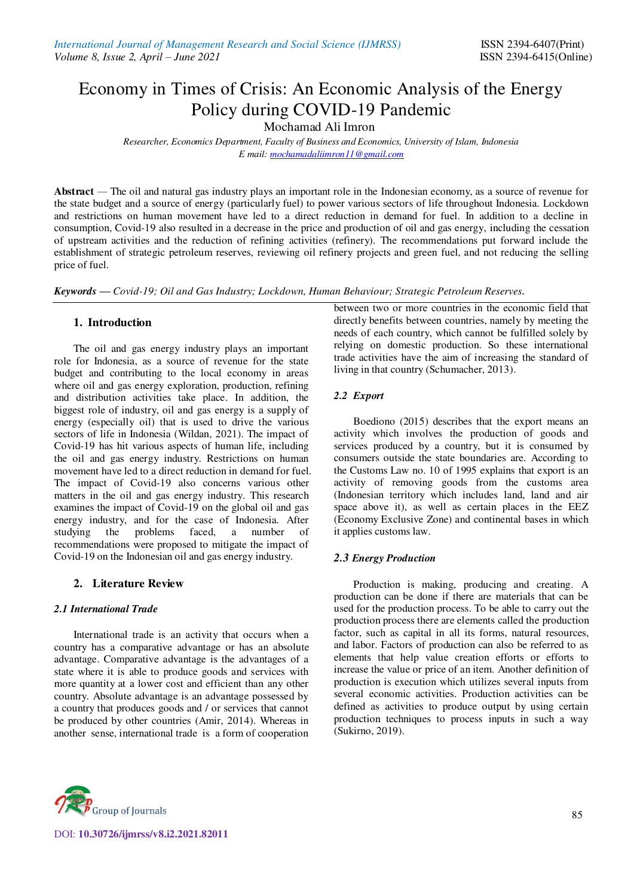# Economy in Times of Crisis: An Economic Analysis of the Energy Policy during COVID-19 Pandemic

Mochamad Ali Imron

*Researcher, Economics Department, Faculty of Business and Economics, University of Islam, Indonesia*
*E mail: mochamadaliimron11@gmail.com*

**Abstract** — The oil and natural gas industry plays an important role in the Indonesian economy, as a source of revenue for the state budget and a source of energy (particularly fuel) to power various sectors of life throughout Indonesia. Lockdown and restrictions on human movement have led to a direct reduction in demand for fuel. In addition to a decline in consumption, Covid-19 also resulted in a decrease in the price and production of oil and gas energy, including the cessation of upstream activities and the reduction of refining activities (refinery). The recommendations put forward include the establishment of strategic petroleum reserves, reviewing oil refinery projects and green fuel, and not reducing the selling price of fuel.

***Keywords** — Covid-19; Oil and Gas Industry; Lockdown, Human Behaviour; Strategic Petroleum Reserves.*

## 1. Introduction

The oil and gas energy industry plays an important role for Indonesia, as a source of revenue for the state budget and contributing to the local economy in areas where oil and gas energy exploration, production, refining and distribution activities take place. In addition, the biggest role of industry, oil and gas energy is a supply of energy (especially oil) that is used to drive the various sectors of life in Indonesia (Wildan, 2021). The impact of Covid-19 has hit various aspects of human life, including the oil and gas energy industry. Restrictions on human movement have led to a direct reduction in demand for fuel. The impact of Covid-19 also concerns various other matters in the oil and gas energy industry. This research examines the impact of Covid-19 on the global oil and gas energy industry, and for the case of Indonesia. After studying the problems faced, a number of recommendations were proposed to mitigate the impact of Covid-19 on the Indonesian oil and gas energy industry.

## 2. Literature Review

### 2.1 International Trade

International trade is an activity that occurs when a country has a comparative advantage or has an absolute advantage. Comparative advantage is the advantages of a state where it is able to produce goods and services with more quantity at a lower cost and efficient than any other country. Absolute advantage is an advantage possessed by a country that produces goods and / or services that cannot be produced by other countries (Amir, 2014). Whereas in another sense, international trade is a form of cooperation between two or more countries in the economic field that directly benefits between countries, namely by meeting the needs of each country, which cannot be fulfilled solely by relying on domestic production. So these international trade activities have the aim of increasing the standard of living in that country (Schumacher, 2013).

### 2.2 Export

Boediono (2015) describes that the export means an activity which involves the production of goods and services produced by a country, but it is consumed by consumers outside the state boundaries are. According to the Customs Law no. 10 of 1995 explains that export is an activity of removing goods from the customs area (Indonesian territory which includes land, land and air space above it), as well as certain places in the EEZ (Economy Exclusive Zone) and continental bases in which it applies customs law.

### 2.3 Energy Production

Production is making, producing and creating. A production can be done if there are materials that can be used for the production process. To be able to carry out the production process there are elements called the production factor, such as capital in all its forms, natural resources, and labor. Factors of production can also be referred to as elements that help value creation efforts or efforts to increase the value or price of an item. Another definition of production is execution which utilizes several inputs from several economic activities. Production activities can be defined as activities to produce output by using certain production techniques to process inputs in such a way (Sukirno, 2019).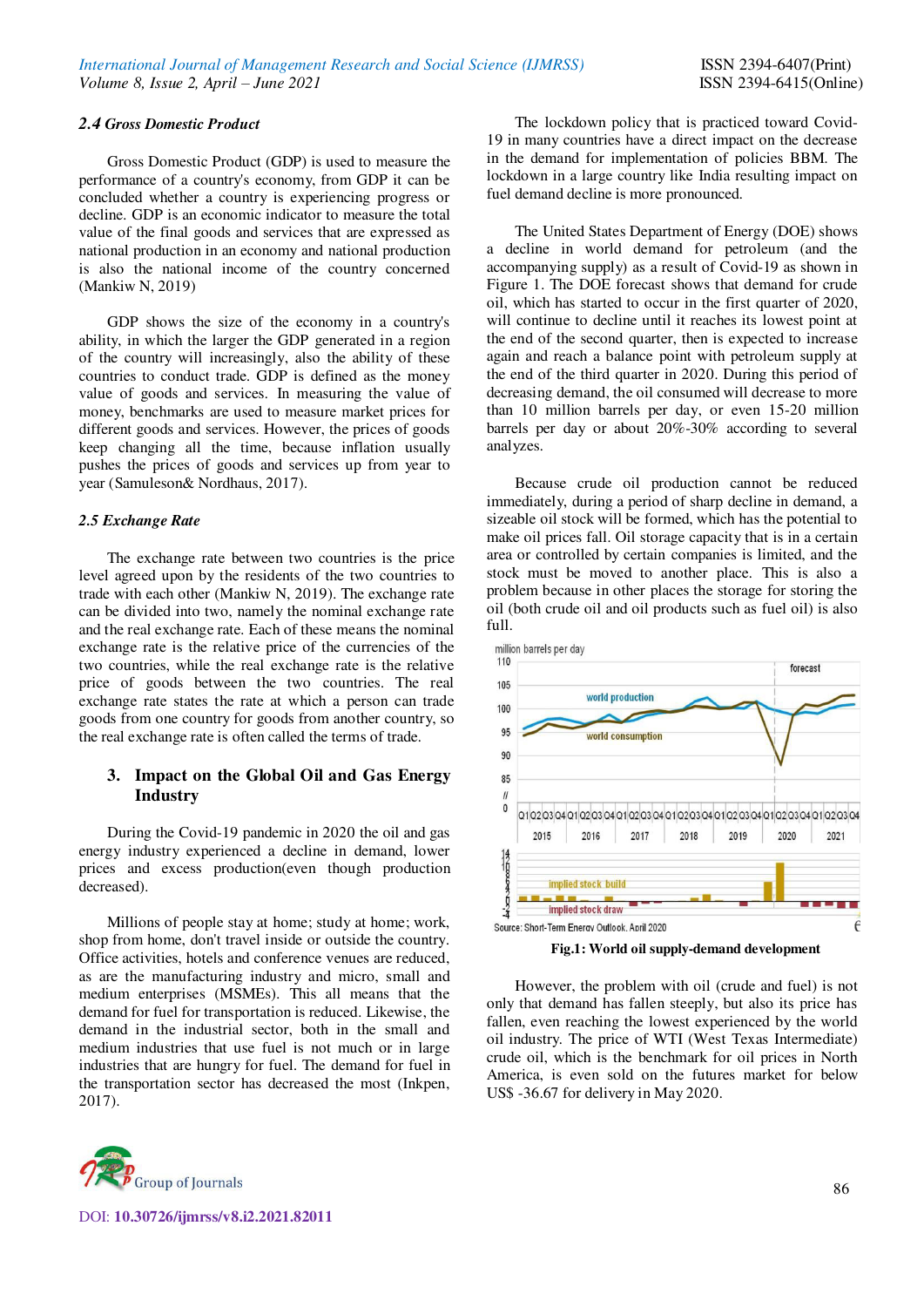### 2.4 Gross Domestic Product

Gross Domestic Product (GDP) is used to measure the performance of a country's economy, from GDP it can be concluded whether a country is experiencing progress or decline. GDP is an economic indicator to measure the total value of the final goods and services that are expressed as national production in an economy and national production is also the national income of the country concerned (Mankiw N, 2019)

GDP shows the size of the economy in a country's ability, in which the larger the GDP generated in a region of the country will increasingly, also the ability of these countries to conduct trade. GDP is defined as the money value of goods and services. In measuring the value of money, benchmarks are used to measure market prices for different goods and services. However, the prices of goods keep changing all the time, because inflation usually pushes the prices of goods and services up from year to year (Samuleson& Nordhaus, 2017).

### 2.5 Exchange Rate

The exchange rate between two countries is the price level agreed upon by the residents of the two countries to trade with each other (Mankiw N, 2019). The exchange rate can be divided into two, namely the nominal exchange rate and the real exchange rate. Each of these means the nominal exchange rate is the relative price of the currencies of the two countries, while the real exchange rate is the relative price of goods between the two countries. The real exchange rate states the rate at which a person can trade goods from one country for goods from another country, so the real exchange rate is often called the terms of trade.

## 3. Impact on the Global Oil and Gas Energy Industry

During the Covid-19 pandemic in 2020 the oil and gas energy industry experienced a decline in demand, lower prices and excess production(even though production decreased).

Millions of people stay at home; study at home; work, shop from home, don't travel inside or outside the country. Office activities, hotels and conference venues are reduced, as are the manufacturing industry and micro, small and medium enterprises (MSMEs). This all means that the demand for fuel for transportation is reduced. Likewise, the demand in the industrial sector, both in the small and medium industries that use fuel is not much or in large industries that are hungry for fuel. The demand for fuel in the transportation sector has decreased the most (Inkpen, 2017).

The lockdown policy that is practiced toward Covid-19 in many countries have a direct impact on the decrease in the demand for implementation of policies BBM. The lockdown in a large country like India resulting impact on fuel demand decline is more pronounced.

The United States Department of Energy (DOE) shows a decline in world demand for petroleum (and the accompanying supply) as a result of Covid-19 as shown in Figure 1. The DOE forecast shows that demand for crude oil, which has started to occur in the first quarter of 2020, will continue to decline until it reaches its lowest point at the end of the second quarter, then is expected to increase again and reach a balance point with petroleum supply at the end of the third quarter in 2020. During this period of decreasing demand, the oil consumed will decrease to more than 10 million barrels per day, or even 15-20 million barrels per day or about 20%-30% according to several analyzes.

Because crude oil production cannot be reduced immediately, during a period of sharp decline in demand, a sizeable oil stock will be formed, which has the potential to make oil prices fall. Oil storage capacity that is in a certain area or controlled by certain companies is limited, and the stock must be moved to another place. This is also a problem because in other places the storage for storing the oil (both crude oil and oil products such as fuel oil) is also full.

**Fig.1: World oil supply-demand development**

However, the problem with oil (crude and fuel) is not only that demand has fallen steeply, but also its price has fallen, even reaching the lowest experienced by the world oil industry. The price of WTI (West Texas Intermediate) crude oil, which is the benchmark for oil prices in North America, is even sold on the futures market for below US$ -36.67 for delivery in May 2020.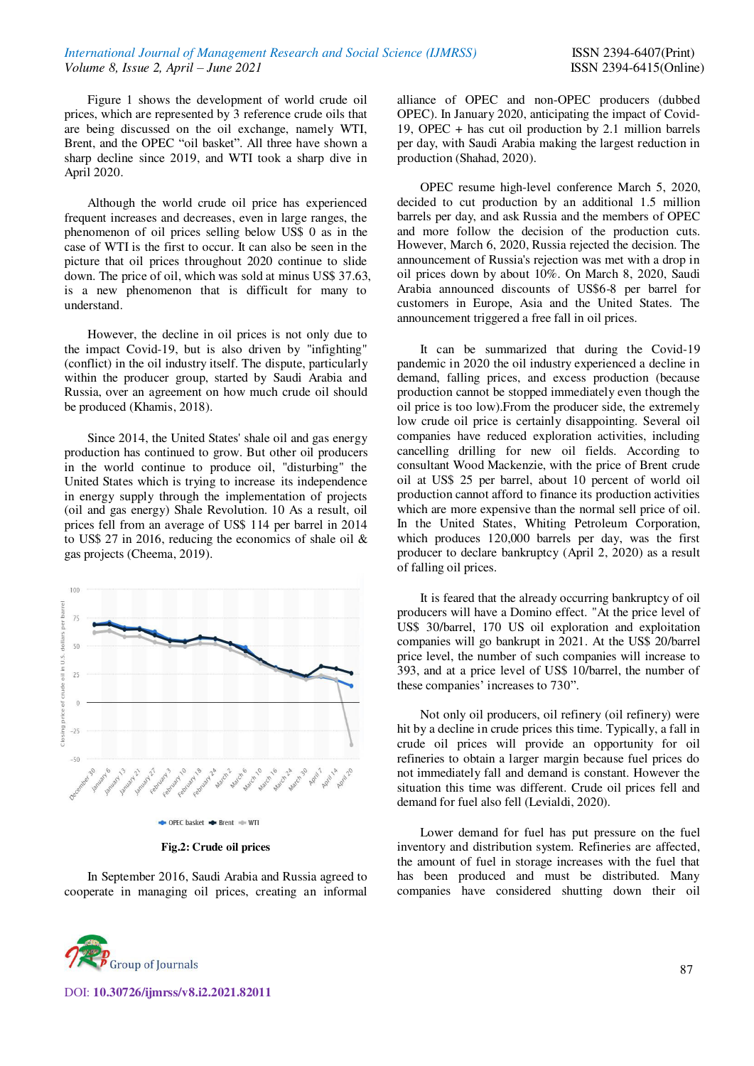Figure 1 shows the development of world crude oil prices, which are represented by 3 reference crude oils that are being discussed on the oil exchange, namely WTI, Brent, and the OPEC "oil basket". All three have shown a sharp decline since 2019, and WTI took a sharp dive in April 2020.

Although the world crude oil price has experienced frequent increases and decreases, even in large ranges, the phenomenon of oil prices selling below US$ 0 as in the case of WTI is the first to occur. It can also be seen in the picture that oil prices throughout 2020 continue to slide down. The price of oil, which was sold at minus US$ 37.63, is a new phenomenon that is difficult for many to understand.

However, the decline in oil prices is not only due to the impact Covid-19, but is also driven by "infighting" (conflict) in the oil industry itself. The dispute, particularly within the producer group, started by Saudi Arabia and Russia, over an agreement on how much crude oil should be produced (Khamis, 2018).

Since 2014, the United States' shale oil and gas energy production has continued to grow. But other oil producers in the world continue to produce oil, "disturbing" the United States which is trying to increase its independence in energy supply through the implementation of projects (oil and gas energy) Shale Revolution. 10 As a result, oil prices fell from an average of US$ 114 per barrel in 2014 to US$ 27 in 2016, reducing the economics of shale oil & gas projects (Cheema, 2019).

**Fig.2: Crude oil prices**

In September 2016, Saudi Arabia and Russia agreed to cooperate in managing oil prices, creating an informal alliance of OPEC and non-OPEC producers (dubbed OPEC). In January 2020, anticipating the impact of Covid-19, OPEC + has cut oil production by 2.1 million barrels per day, with Saudi Arabia making the largest reduction in production (Shahad, 2020).

OPEC resume high-level conference March 5, 2020, decided to cut production by an additional 1.5 million barrels per day, and ask Russia and the members of OPEC and more follow the decision of the production cuts. However, March 6, 2020, Russia rejected the decision. The announcement of Russia's rejection was met with a drop in oil prices down by about 10%. On March 8, 2020, Saudi Arabia announced discounts of US$6-8 per barrel for customers in Europe, Asia and the United States. The announcement triggered a free fall in oil prices.

It can be summarized that during the Covid-19 pandemic in 2020 the oil industry experienced a decline in demand, falling prices, and excess production (because production cannot be stopped immediately even though the oil price is too low).From the producer side, the extremely low crude oil price is certainly disappointing. Several oil companies have reduced exploration activities, including cancelling drilling for new oil fields. According to consultant Wood Mackenzie, with the price of Brent crude oil at US$ 25 per barrel, about 10 percent of world oil production cannot afford to finance its production activities which are more expensive than the normal sell price of oil. In the United States, Whiting Petroleum Corporation, which produces 120,000 barrels per day, was the first producer to declare bankruptcy (April 2, 2020) as a result of falling oil prices.

It is feared that the already occurring bankruptcy of oil producers will have a Domino effect. "At the price level of US$ 30/barrel, 170 US oil exploration and exploitation companies will go bankrupt in 2021. At the US$ 20/barrel price level, the number of such companies will increase to 393, and at a price level of US$ 10/barrel, the number of these companies' increases to 730".

Not only oil producers, oil refinery (oil refinery) were hit by a decline in crude prices this time. Typically, a fall in crude oil prices will provide an opportunity for oil refineries to obtain a larger margin because fuel prices do not immediately fall and demand is constant. However the situation this time was different. Crude oil prices fell and demand for fuel also fell (Levialdi, 2020).

Lower demand for fuel has put pressure on the fuel inventory and distribution system. Refineries are affected, the amount of fuel in storage increases with the fuel that has been produced and must be distributed. Many companies have considered shutting down their oil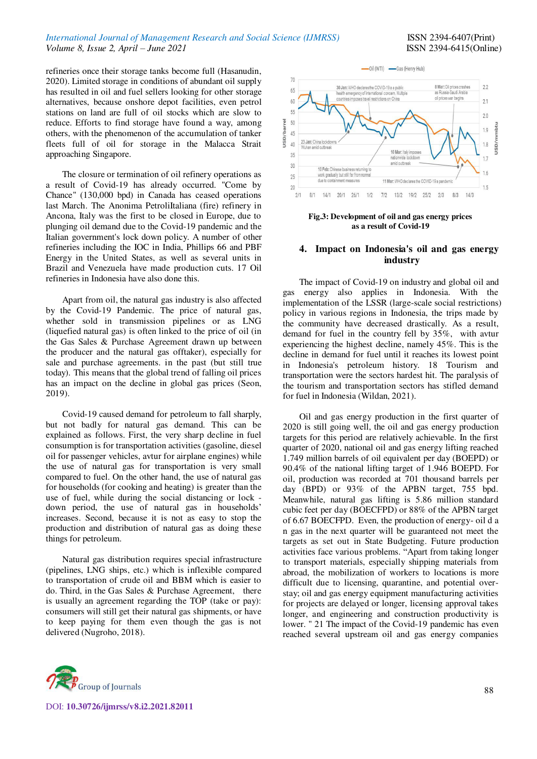refineries once their storage tanks become full (Hasanudin, 2020). Limited storage in conditions of abundant oil supply has resulted in oil and fuel sellers looking for other storage alternatives, because onshore depot facilities, even petrol stations on land are full of oil stocks which are slow to reduce. Efforts to find storage have found a way, among others, with the phenomenon of the accumulation of tanker fleets full of oil for storage in the Malacca Strait approaching Singapore.

The closure or termination of oil refinery operations as a result of Covid-19 has already occurred. "Come by Chance" (130,000 bpd) in Canada has ceased operations last March. The Anonima PetroliItaliana (fire) refinery in Ancona, Italy was the first to be closed in Europe, due to plunging oil demand due to the Covid-19 pandemic and the Italian government's lock down policy. A number of other refineries including the IOC in India, Phillips 66 and PBF Energy in the United States, as well as several units in Brazil and Venezuela have made production cuts. 17 Oil refineries in Indonesia have also done this.

Apart from oil, the natural gas industry is also affected by the Covid-19 Pandemic. The price of natural gas, whether sold in transmission pipelines or as LNG (liquefied natural gas) is often linked to the price of oil (in the Gas Sales & Purchase Agreement drawn up between the producer and the natural gas offtaker), especially for sale and purchase agreements. in the past (but still true today). This means that the global trend of falling oil prices has an impact on the decline in global gas prices (Seon, 2019).

Covid-19 caused demand for petroleum to fall sharply, but not badly for natural gas demand. This can be explained as follows. First, the very sharp decline in fuel consumption is for transportation activities (gasoline, diesel oil for passenger vehicles, avtur for airplane engines) while the use of natural gas for transportation is very small compared to fuel. On the other hand, the use of natural gas for households (for cooking and heating) is greater than the use of fuel, while during the social distancing or lock - down period, the use of natural gas in households' increases. Second, because it is not as easy to stop the production and distribution of natural gas as doing these things for petroleum.

Natural gas distribution requires special infrastructure (pipelines, LNG ships, etc.) which is inflexible compared to transportation of crude oil and BBM which is easier to do. Third, in the Gas Sales & Purchase Agreement, there is usually an agreement regarding the TOP (take or pay): consumers will still get their natural gas shipments, or have to keep paying for them even though the gas is not delivered (Nugroho, 2018).

**Fig.3: Development of oil and gas energy prices as a result of Covid-19**

## 4. Impact on Indonesia's oil and gas energy industry

The impact of Covid-19 on industry and global oil and gas energy also applies in Indonesia. With the implementation of the LSSR (large-scale social restrictions) policy in various regions in Indonesia, the trips made by the community have decreased drastically. As a result, demand for fuel in the country fell by 35%, with avtur experiencing the highest decline, namely 45%. This is the decline in demand for fuel until it reaches its lowest point in Indonesia's petroleum history. 18 Tourism and transportation were the sectors hardest hit. The paralysis of the tourism and transportation sectors has stifled demand for fuel in Indonesia (Wildan, 2021).

Oil and gas energy production in the first quarter of 2020 is still going well, the oil and gas energy production targets for this period are relatively achievable. In the first quarter of 2020, national oil and gas energy lifting reached 1.749 million barrels of oil equivalent per day (BOEPD) or 90.4% of the national lifting target of 1.946 BOEPD. For oil, production was recorded at 701 thousand barrels per day (BPD) or 93% of the APBN target, 755 bpd. Meanwhile, natural gas lifting is 5.86 million standard cubic feet per day (BOECFPD) or 88% of the APBN target of 6.67 BOECFPD. Even, the production of energy- oil d a n gas in the next quarter will be guaranteed not meet the targets as set out in State Budgeting. Future production activities face various problems. "Apart from taking longer to transport materials, especially shipping materials from abroad, the mobilization of workers to locations is more difficult due to licensing, quarantine, and potential over-stay; oil and gas energy equipment manufacturing activities for projects are delayed or longer, licensing approval takes longer, and engineering and construction productivity is lower. " 21 The impact of the Covid-19 pandemic has even reached several upstream oil and gas energy companies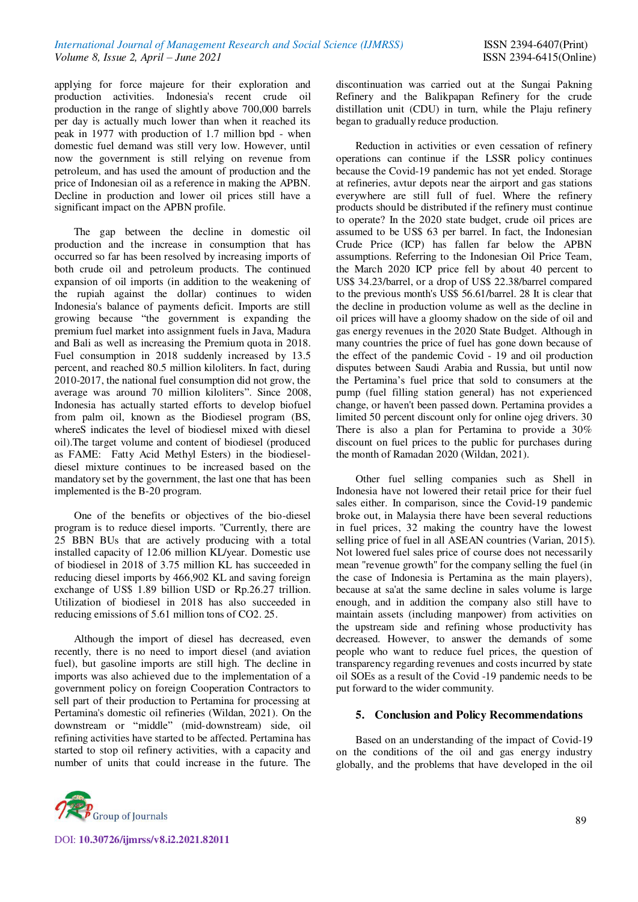applying for force majeure for their exploration and production activities. Indonesia's recent crude oil production in the range of slightly above 700,000 barrels per day is actually much lower than when it reached its peak in 1977 with production of 1.7 million bpd - when domestic fuel demand was still very low. However, until now the government is still relying on revenue from petroleum, and has used the amount of production and the price of Indonesian oil as a reference in making the APBN. Decline in production and lower oil prices still have a significant impact on the APBN profile.

The gap between the decline in domestic oil production and the increase in consumption that has occurred so far has been resolved by increasing imports of both crude oil and petroleum products. The continued expansion of oil imports (in addition to the weakening of the rupiah against the dollar) continues to widen Indonesia's balance of payments deficit. Imports are still growing because "the government is expanding the premium fuel market into assignment fuels in Java, Madura and Bali as well as increasing the Premium quota in 2018. Fuel consumption in 2018 suddenly increased by 13.5 percent, and reached 80.5 million kiloliters. In fact, during 2010-2017, the national fuel consumption did not grow, the average was around 70 million kiloliters". Since 2008, Indonesia has actually started efforts to develop biofuel from palm oil, known as the Biodiesel program (BS, whereS indicates the level of biodiesel mixed with diesel oil).The target volume and content of biodiesel (produced as FAME: Fatty Acid Methyl Esters) in the biodiesel-diesel mixture continues to be increased based on the mandatory set by the government, the last one that has been implemented is the B-20 program.

One of the benefits or objectives of the bio-diesel program is to reduce diesel imports. "Currently, there are 25 BBN BUs that are actively producing with a total installed capacity of 12.06 million KL/year. Domestic use of biodiesel in 2018 of 3.75 million KL has succeeded in reducing diesel imports by 466,902 KL and saving foreign exchange of US$ 1.89 billion USD or Rp.26.27 trillion. Utilization of biodiesel in 2018 has also succeeded in reducing emissions of 5.61 million tons of CO2. 25.

Although the import of diesel has decreased, even recently, there is no need to import diesel (and aviation fuel), but gasoline imports are still high. The decline in imports was also achieved due to the implementation of a government policy on foreign Cooperation Contractors to sell part of their production to Pertamina for processing at Pertamina's domestic oil refineries (Wildan, 2021). On the downstream or "middle" (mid-downstream) side, oil refining activities have started to be affected. Pertamina has started to stop oil refinery activities, with a capacity and number of units that could increase in the future. The discontinuation was carried out at the Sungai Pakning Refinery and the Balikpapan Refinery for the crude distillation unit (CDU) in turn, while the Plaju refinery began to gradually reduce production.

Reduction in activities or even cessation of refinery operations can continue if the LSSR policy continues because the Covid-19 pandemic has not yet ended. Storage at refineries, avtur depots near the airport and gas stations everywhere are still full of fuel. Where the refinery products should be distributed if the refinery must continue to operate? In the 2020 state budget, crude oil prices are assumed to be US$ 63 per barrel. In fact, the Indonesian Crude Price (ICP) has fallen far below the APBN assumptions. Referring to the Indonesian Oil Price Team, the March 2020 ICP price fell by about 40 percent to US$ 34.23/barrel, or a drop of US$ 22.38/barrel compared to the previous month's US$ 56.61/barrel. 28 It is clear that the decline in production volume as well as the decline in oil prices will have a gloomy shadow on the side of oil and gas energy revenues in the 2020 State Budget. Although in many countries the price of fuel has gone down because of the effect of the pandemic Covid - 19 and oil production disputes between Saudi Arabia and Russia, but until now the Pertamina's fuel price that sold to consumers at the pump (fuel filling station general) has not experienced change, or haven't been passed down. Pertamina provides a limited 50 percent discount only for online ojeg drivers. 30 There is also a plan for Pertamina to provide a 30% discount on fuel prices to the public for purchases during the month of Ramadan 2020 (Wildan, 2021).

Other fuel selling companies such as Shell in Indonesia have not lowered their retail price for their fuel sales either. In comparison, since the Covid-19 pandemic broke out, in Malaysia there have been several reductions in fuel prices, 32 making the country have the lowest selling price of fuel in all ASEAN countries (Varian, 2015). Not lowered fuel sales price of course does not necessarily mean "revenue growth" for the company selling the fuel (in the case of Indonesia is Pertamina as the main players), because at sa'at the same decline in sales volume is large enough, and in addition the company also still have to maintain assets (including manpower) from activities on the upstream side and refining whose productivity has decreased. However, to answer the demands of some people who want to reduce fuel prices, the question of transparency regarding revenues and costs incurred by state oil SOEs as a result of the Covid -19 pandemic needs to be put forward to the wider community.

## 5. Conclusion and Policy Recommendations

Based on an understanding of the impact of Covid-19 on the conditions of the oil and gas energy industry globally, and the problems that have developed in the oil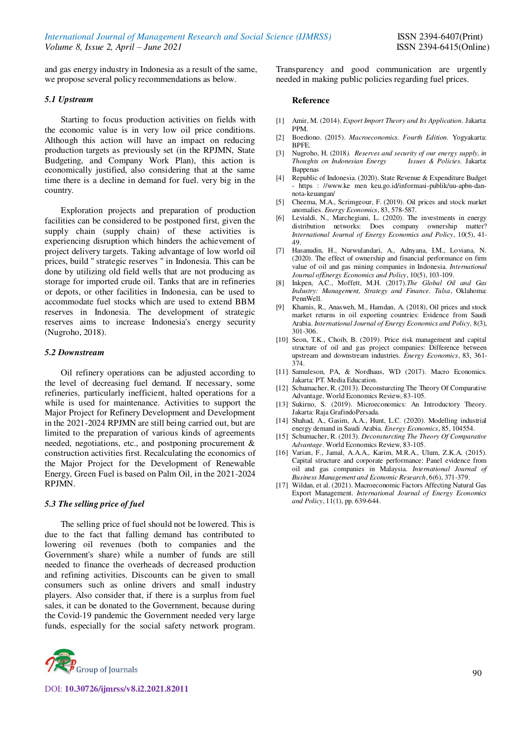and gas energy industry in Indonesia as a result of the same, we propose several policy recommendations as below.

### *5.1 Upstream*

Starting to focus production activities on fields with the economic value is in very low oil price conditions. Although this action will have an impact on reducing production targets as previously set (in the RPJMN, State Budgeting, and Company Work Plan), this action is economically justified, also considering that at the same time there is a decline in demand for fuel. very big in the country.

Exploration projects and preparation of production facilities can be considered to be postponed first, given the supply chain (supply chain) of these activities is experiencing disruption which hinders the achievement of project delivery targets. Taking advantage of low world oil prices, build " strategic reserves " in Indonesia. This can be done by utilizing old field wells that are not producing as storage for imported crude oil. Tanks that are in refineries or depots, or other facilities in Indonesia, can be used to accommodate fuel stocks which are used to extend BBM reserves in Indonesia. The development of strategic reserves aims to increase Indonesia's energy security (Nugroho, 2018).

### *5.2 Downstream*

Oil refinery operations can be adjusted according to the level of decreasing fuel demand. If necessary, some refineries, particularly inefficient, halted operations for a while is used for maintenance. Activities to support the Major Project for Refinery Development and Development in the 2021-2024 RPJMN are still being carried out, but are limited to the preparation of various kinds of agreements needed, negotiations, etc., and postponing procurement & construction activities first. Recalculating the economics of the Major Project for the Development of Renewable Energy, Green Fuel is based on Palm Oil, in the 2021-2024 RPJMN.

### *5.3 The selling price of fuel*

The selling price of fuel should not be lowered. This is due to the fact that falling demand has contributed to lowering oil revenues (both to companies and the Government's share) while a number of funds are still needed to finance the overheads of decreased production and refining activities. Discounts can be given to small consumers such as online drivers and small industry players. Also consider that, if there is a surplus from fuel sales, it can be donated to the Government, because during the Covid-19 pandemic the Government needed very large funds, especially for the social safety network program. Transparency and good communication are urgently needed in making public policies regarding fuel prices.

## Reference

[1] Amir, M. (2014). *Export Import Theory and Its Application*. Jakarta: PPM.

[2] Boediono. (2015). *Macroeconomics. Fourth Edition*. Yogyakarta: BPFE.

[3] Nugroho, H. (2018*). Reserves and security of our energy supply, in Thoughts on Indonesian Energy Issues & Policies*. Jakarta: Bappenas

[4] Republic of Indonesia. (2020). State Revenue & Expenditure Budget - https : //www.ke men keu.go.id/informasi-publik/uu-apbn-dan-nota-keuangan/

[5] Cheema, M.A., Scrimgeour, F. (2019). Oil prices and stock market anomalies. *Energy Economics*, 83, 578-587.

[6] Levialdi, N., Marchegiani, L. (2020). The investments in energy distribution networks: Does company ownership matter? *International Journal of Energy Economics and Policy*, 10(5), 41-49.

[7] Hasanudin, H., Nurwulandari, A., Adnyana, I.M., Loviana, N. (2020). The effect of ownership and financial performance on firm value of oil and gas mining companies in Indonesia. *International Journal ofEnergy Economics and Policy*, 10(5), 103-109.

[8] Inkpen, A.C., Moffett, M.H. (2017).*The Global Oil and Gas Industry: Management, Strategy and Finance. Tulsa*, Oklahoma: PennWell.

[9] Khamis, R., Anasweh, M., Hamdan, A. (2018), Oil prices and stock market returns in oil exporting countries: Evidence from Saudi Arabia. *International Journal of Energy Economics and Policy,* 8(3), 301-306.

[10] Seon, T.K., Choib, B. (2019). Price risk management and capital structure of oil and gas project companies: Difference between upstream and downstream industries. *Energy Economics*, 83, 361-374.

[11] Samuleson, PA, & Nordhaus, WD (2017). Macro Economics. Jakarta: PT. Media Education.

[12] Schumacher, R. (2013). Deconsturcting The Theory Of Comparative Advantage. World Economics Review, 83-105.

[13] Sukirno, S. (2019). Microeconomics: An Introductory Theory. Jakarta: Raja GrafindoPersada.

[14] Shahad, A., Gasim, A.A., Hunt, L.C. (2020). Modelling industrial energy demand in Saudi Arabia. *Energy Economics*, 85, 104554.

[15] Schumacher, R. (2013). *Deconsturcting The Theory Of Comparative Advantage*. World Economics Review, 83-105.

[16] Varian, F., Jamal, A.A.A., Karim, M.R.A., Ulum, Z.K.A. (2015). Capital structure and corporate performance: Panel evidence from oil and gas companies in Malaysia. *International Journal of Business Management and Economic Research*, 6(6), 371-379.

[17] Wildan, et al. (2021). Macroeconomic Factors Affecting Natural Gas Export Management. *International Journal of Energy Economics and Policy*, 11(1), pp. 639-644.